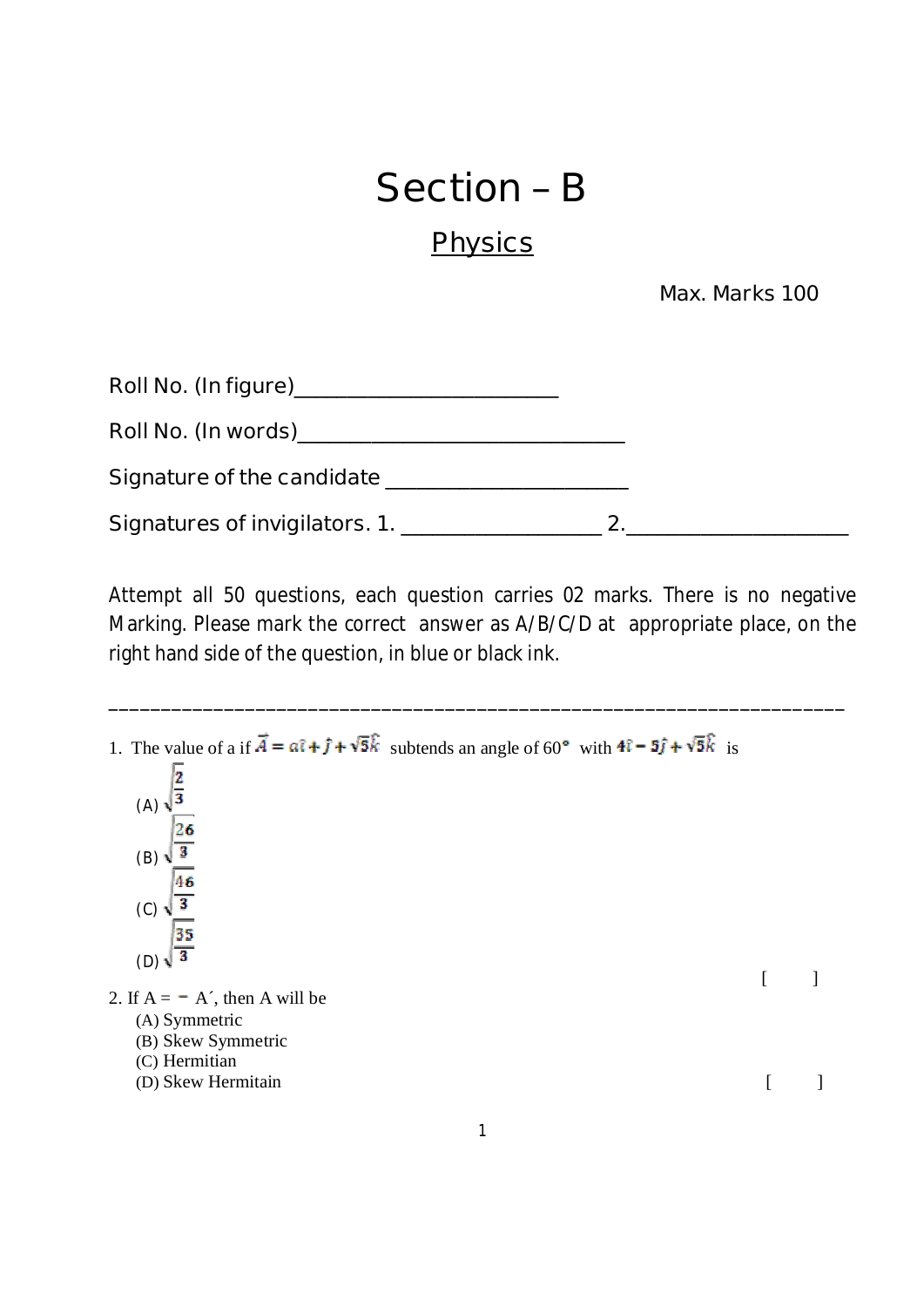# Section – B

## Physics

Max. Marks 100

Roll No. (In figure)________________________

Roll No. (In words)_____________________________

Signature of the candidate ______________________

Signatures of invigilators. 1. __________________ 2.___________________

Attempt all 50 questions, each question carries 02 marks. There is no negative Marking. Please mark the correct answer as A/B/C/D at appropriate place, on the right hand side of the question, in blue or black ink.

___

1. The value of a if $\vec{A} = a\hat{i} + \hat{j} + \sqrt{5}\hat{k}$ subtends an angle of 60° with $4\hat{i} - 5\hat{j} + \sqrt{5}\hat{k}$ is

   (A) $\sqrt{\frac{2}{3}}$

   (B) $\sqrt{\frac{26}{3}}$

   (C) $\sqrt{\frac{46}{3}}$

   (D) $\sqrt{\frac{35}{3}}$

   [ ]

2. If A = − A´, then A will be

   (A) Symmetric

   (B) Skew Symmetric

   (C) Hermitian

   (D) Skew Hermitain

   [ ]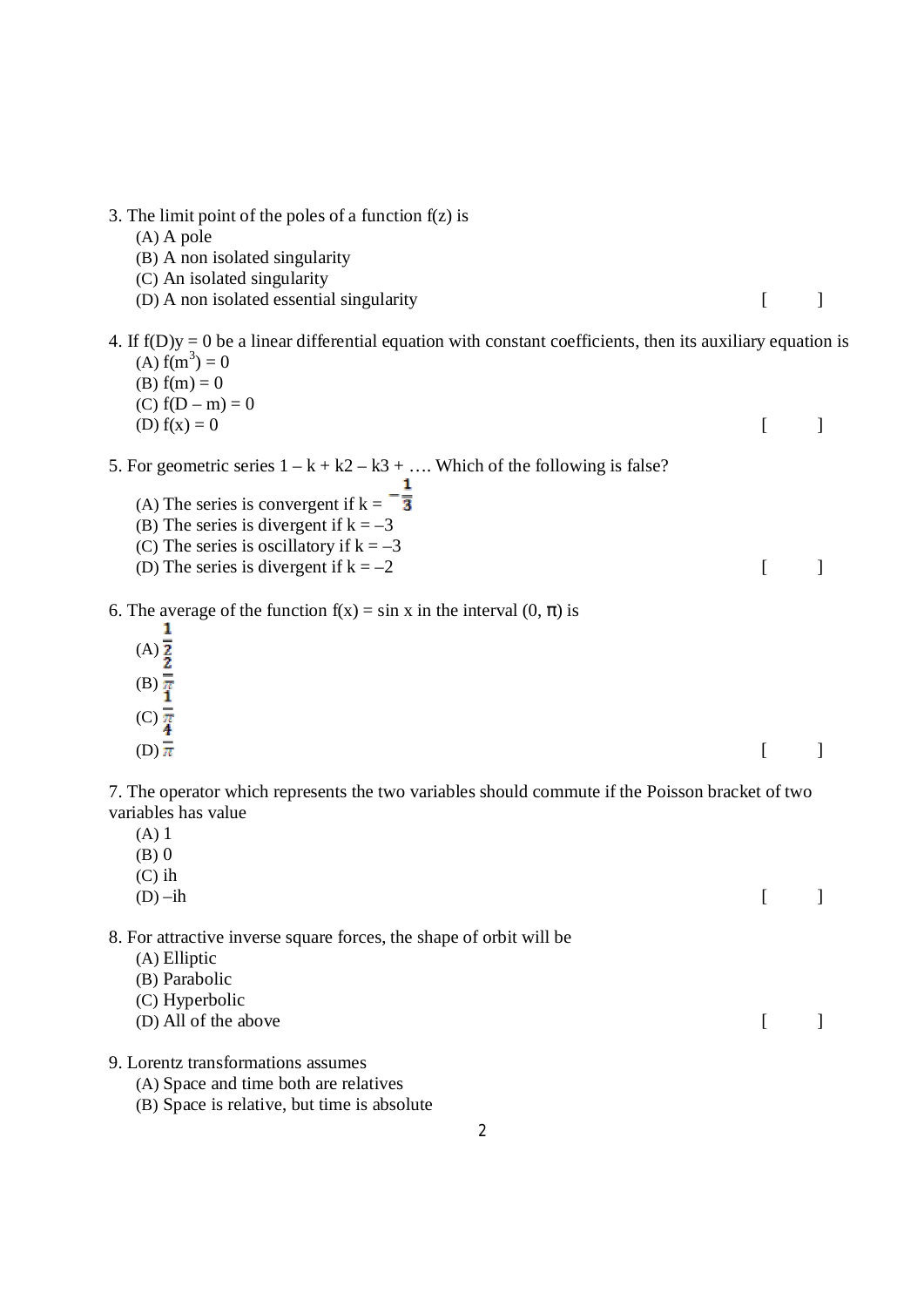3. The limit point of the poles of a function f(z) is

(A) A pole
(B) A non isolated singularity
(C) An isolated singularity
(D) A non isolated essential singularity [ ]

4. If f(D)y = 0 be a linear differential equation with constant coefficients, then its auxiliary equation is

(A) $f(m^3) = 0$
(B) f(m) = 0
(C) f(D – m) = 0
(D) f(x) = 0 [ ]

5. For geometric series 1 – k + k2 – k3 + …. Which of the following is false?

(A) The series is convergent if k = $-\frac{1}{3}$
(B) The series is divergent if k = –3
(C) The series is oscillatory if k = –3
(D) The series is divergent if k = –2 [ ]

6. The average of the function f(x) = sin x in the interval (0, π) is

(A) $\frac{1}{2}$
(B) $\frac{2}{\pi}$
(C) $\frac{1}{\pi}$
(D) $\frac{4}{\pi}$ [ ]

7. The operator which represents the two variables should commute if the Poisson bracket of two variables has value

(A) 1
(B) 0
(C) ih
(D) –ih [ ]

8. For attractive inverse square forces, the shape of orbit will be

(A) Elliptic
(B) Parabolic
(C) Hyperbolic
(D) All of the above [ ]

9. Lorentz transformations assumes

(A) Space and time both are relatives
(B) Space is relative, but time is absolute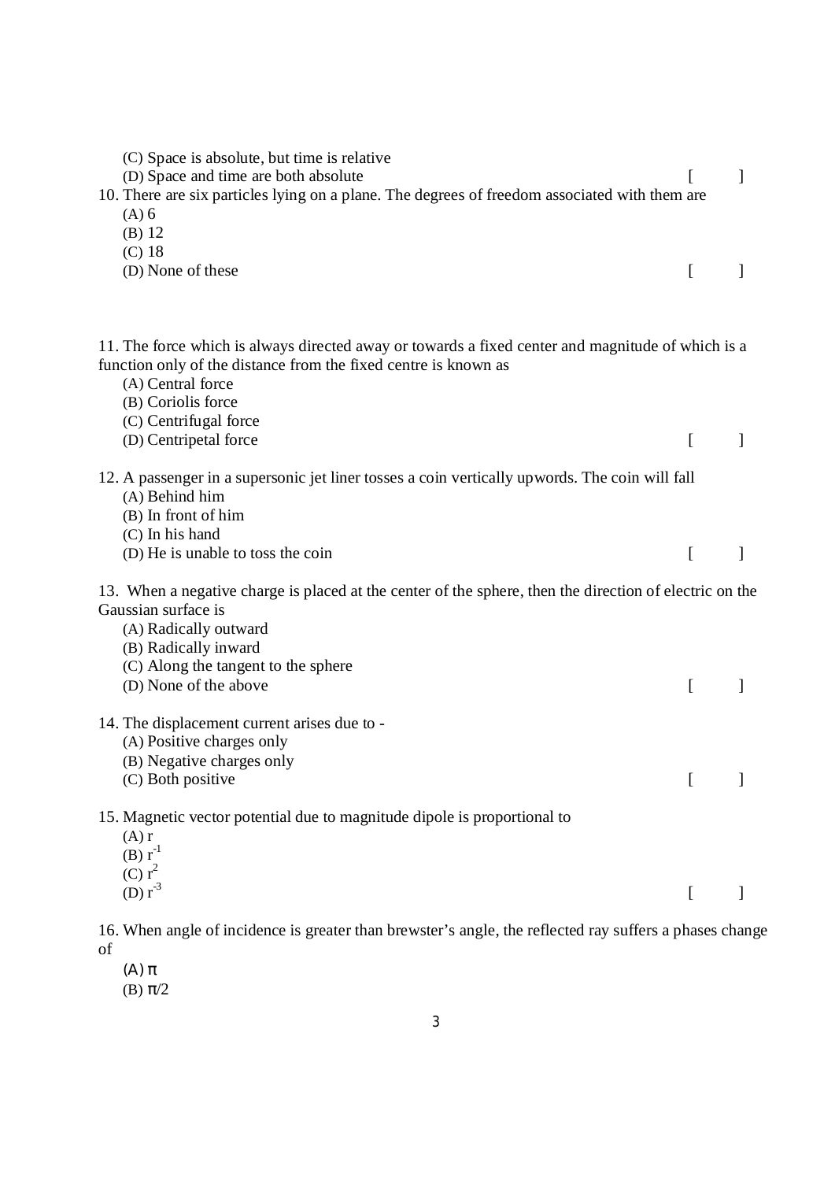(C) Space is absolute, but time is relative
(D) Space and time are both absolute [ ]

10. There are six particles lying on a plane. The degrees of freedom associated with them are
(A) 6
(B) 12
(C) 18
(D) None of these [ ]

11. The force which is always directed away or towards a fixed center and magnitude of which is a function only of the distance from the fixed centre is known as
(A) Central force
(B) Coriolis force
(C) Centrifugal force
(D) Centripetal force [ ]

12. A passenger in a supersonic jet liner tosses a coin vertically upwords. The coin will fall
(A) Behind him
(B) In front of him
(C) In his hand
(D) He is unable to toss the coin [ ]

13. When a negative charge is placed at the center of the sphere, then the direction of electric on the Gaussian surface is
(A) Radically outward
(B) Radically inward
(C) Along the tangent to the sphere
(D) None of the above [ ]

14. The displacement current arises due to -
(A) Positive charges only
(B) Negative charges only
(C) Both positive [ ]

15. Magnetic vector potential due to magnitude dipole is proportional to
(A) $r$
(B) $r^{-1}$
(C) $r^{2}$
(D) $r^{-3}$ [ ]

16. When angle of incidence is greater than brewster's angle, the reflected ray suffers a phases change of
(A) $\pi$
(B) $\pi/2$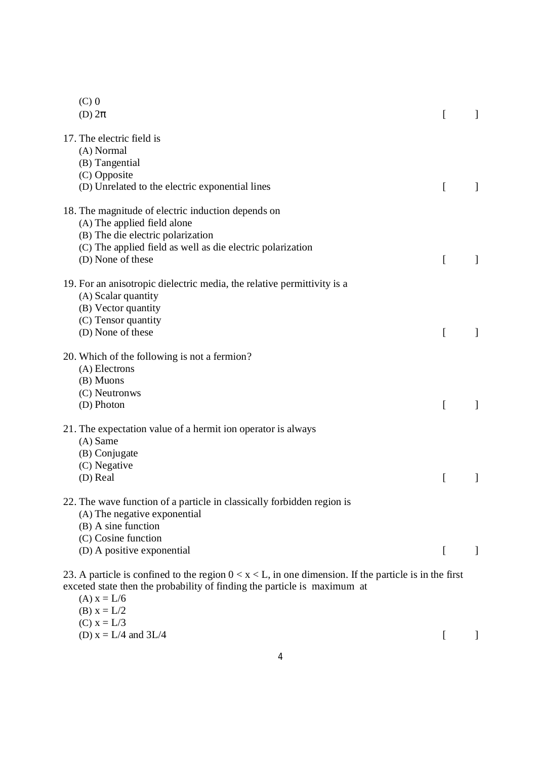(C) 0
(D) $2\pi$ [ ]

17. The electric field is
    (A) Normal
    (B) Tangential
    (C) Opposite
    (D) Unrelated to the electric exponential lines [ ]

18. The magnitude of electric induction depends on
    (A) The applied field alone
    (B) The die electric polarization
    (C) The applied field as well as die electric polarization
    (D) None of these [ ]

19. For an anisotropic dielectric media, the relative permittivity is a
    (A) Scalar quantity
    (B) Vector quantity
    (C) Tensor quantity
    (D) None of these [ ]

20. Which of the following is not a fermion?
    (A) Electrons
    (B) Muons
    (C) Neutronws
    (D) Photon [ ]

21. The expectation value of a hermit ion operator is always
    (A) Same
    (B) Conjugate
    (C) Negative
    (D) Real [ ]

22. The wave function of a particle in classically forbidden region is
    (A) The negative exponential
    (B) A sine function
    (C) Cosine function
    (D) A positive exponential [ ]

23. A particle is confined to the region $0 < x < L$, in one dimension. If the particle is in the first exceted state then the probability of finding the particle is maximum at
    (A) $x = L/6$
    (B) $x = L/2$
    (C) $x = L/3$
    (D) $x = L/4$ and $3L/4$ [ ]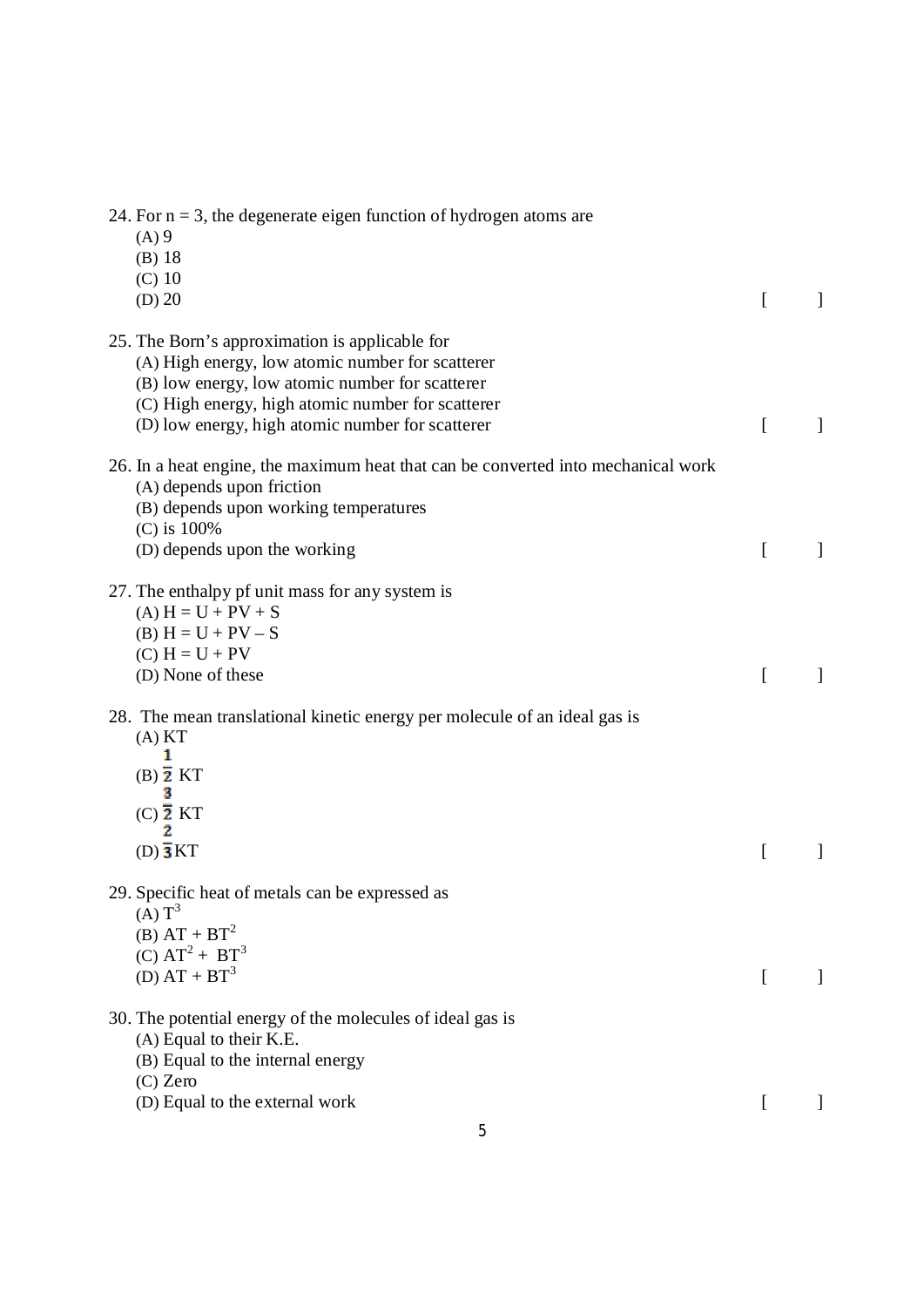24. For n = 3, the degenerate eigen function of hydrogen atoms are
   (A) 9
   (B) 18
   (C) 10
   (D) 20 [ ]

25. The Born's approximation is applicable for
   (A) High energy, low atomic number for scatterer
   (B) low energy, low atomic number for scatterer
   (C) High energy, high atomic number for scatterer
   (D) low energy, high atomic number for scatterer [ ]

26. In a heat engine, the maximum heat that can be converted into mechanical work
   (A) depends upon friction
   (B) depends upon working temperatures
   (C) is 100%
   (D) depends upon the working [ ]

27. The enthalpy pf unit mass for any system is
   (A) $H = U + PV + S$
   (B) $H = U + PV – S$
   (C) $H = U + PV$
   (D) None of these [ ]

28. The mean translational kinetic energy per molecule of an ideal gas is
   (A) KT
   (B) $\frac{1}{2}$ KT
   (C) $\frac{3}{2}$ KT
   (D) $\frac{2}{3}$KT [ ]

29. Specific heat of metals can be expressed as
   (A) $T^3$
   (B) $AT + BT^2$
   (C) $AT^2 + BT^3$
   (D) $AT + BT^3$ [ ]

30. The potential energy of the molecules of ideal gas is
   (A) Equal to their K.E.
   (B) Equal to the internal energy
   (C) Zero
   (D) Equal to the external work [ ]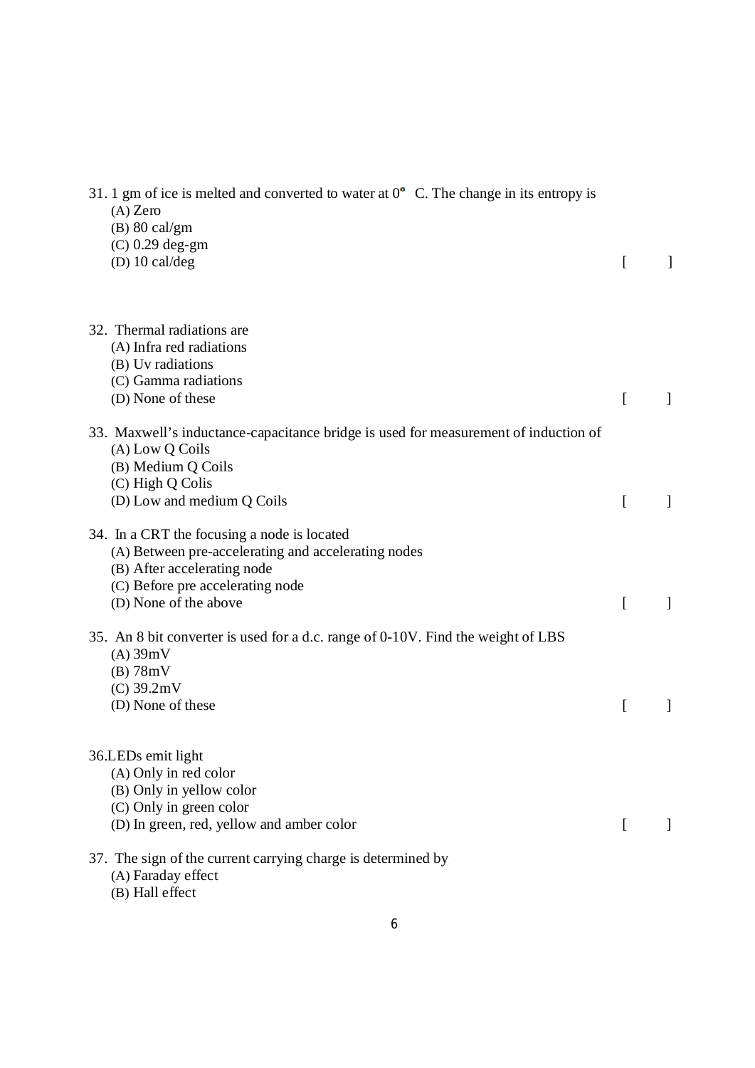31. 1 gm of ice is melted and converted to water at $0^{\circ}$ C. The change in its entropy is
   (A) Zero
   (B) 80 cal/gm
   (C) 0.29 deg-gm
   (D) 10 cal/deg [ ]

32. Thermal radiations are
   (A) Infra red radiations
   (B) Uv radiations
   (C) Gamma radiations
   (D) None of these [ ]

33. Maxwell's inductance-capacitance bridge is used for measurement of induction of
   (A) Low Q Coils
   (B) Medium Q Coils
   (C) High Q Colis
   (D) Low and medium Q Coils [ ]

34. In a CRT the focusing a node is located
   (A) Between pre-accelerating and accelerating nodes
   (B) After accelerating node
   (C) Before pre accelerating node
   (D) None of the above [ ]

35. An 8 bit converter is used for a d.c. range of 0-10V. Find the weight of LBS
   (A) 39mV
   (B) 78mV
   (C) 39.2mV
   (D) None of these [ ]

36.LEDs emit light
   (A) Only in red color
   (B) Only in yellow color
   (C) Only in green color
   (D) In green, red, yellow and amber color [ ]

37. The sign of the current carrying charge is determined by
   (A) Faraday effect
   (B) Hall effect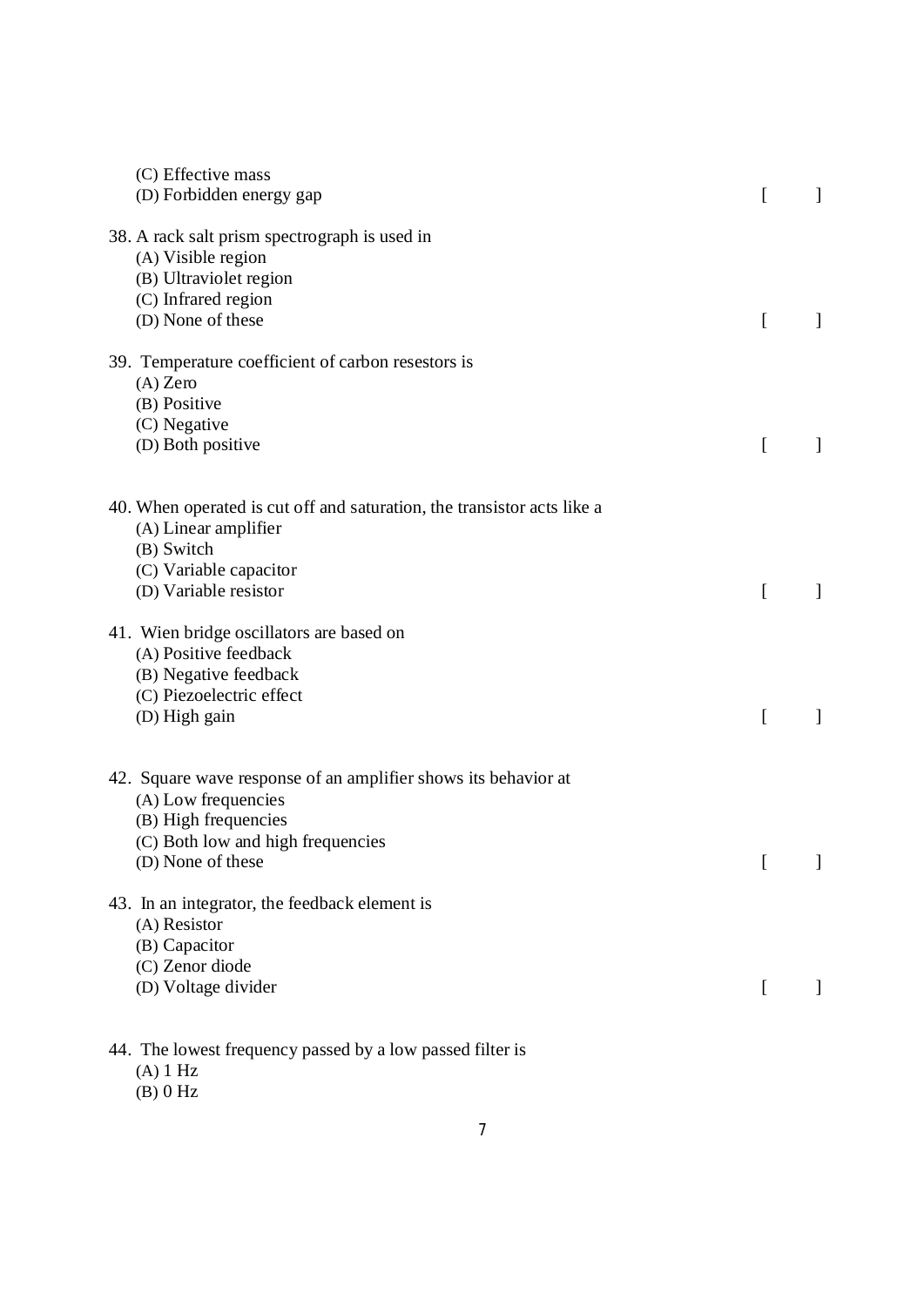(C) Effective mass
(D) Forbidden energy gap [ ]

38. A rack salt prism spectrograph is used in
(A) Visible region
(B) Ultraviolet region
(C) Infrared region
(D) None of these [ ]

39. Temperature coefficient of carbon resestors is
(A) Zero
(B) Positive
(C) Negative
(D) Both positive [ ]

40. When operated is cut off and saturation, the transistor acts like a
(A) Linear amplifier
(B) Switch
(C) Variable capacitor
(D) Variable resistor [ ]

41. Wien bridge oscillators are based on
(A) Positive feedback
(B) Negative feedback
(C) Piezoelectric effect
(D) High gain [ ]

42. Square wave response of an amplifier shows its behavior at
(A) Low frequencies
(B) High frequencies
(C) Both low and high frequencies
(D) None of these [ ]

43. In an integrator, the feedback element is
(A) Resistor
(B) Capacitor
(C) Zenor diode
(D) Voltage divider [ ]

44. The lowest frequency passed by a low passed filter is
(A) 1 Hz
(B) 0 Hz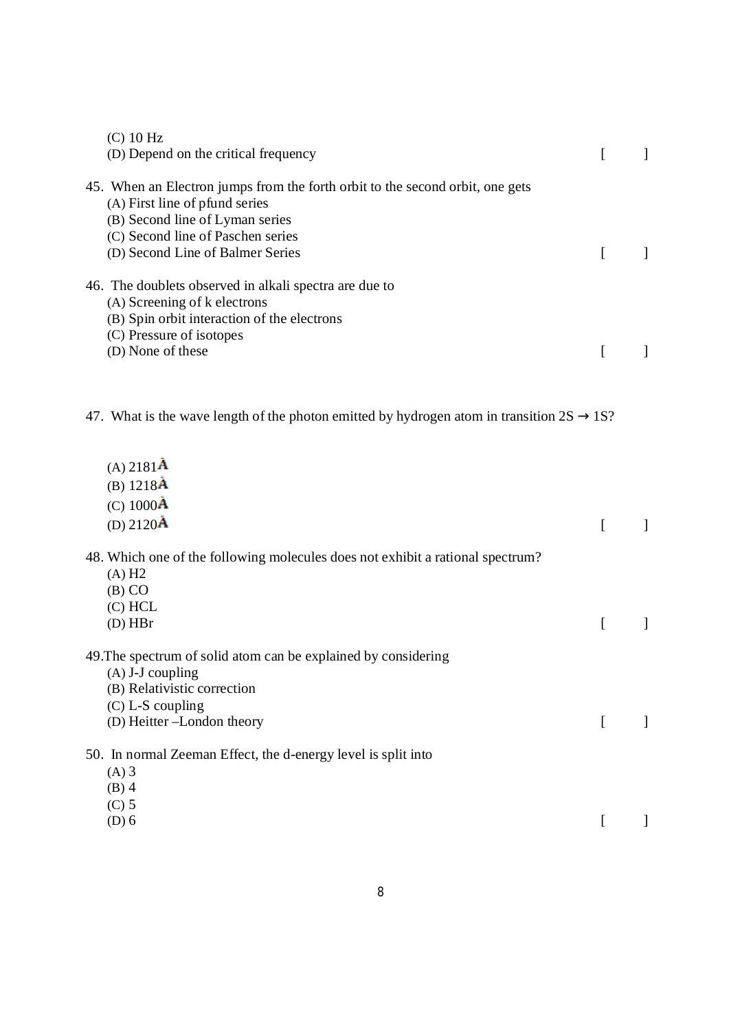(C) 10 Hz
(D) Depend on the critical frequency [ ]

45. When an Electron jumps from the forth orbit to the second orbit, one gets
(A) First line of pfund series
(B) Second line of Lyman series
(C) Second line of Paschen series
(D) Second Line of Balmer Series [ ]

46. The doublets observed in alkali spectra are due to
(A) Screening of k electrons
(B) Spin orbit interaction of the electrons
(C) Pressure of isotopes
(D) None of these [ ]

47. What is the wave length of the photon emitted by hydrogen atom in transition 2S → 1S?

(A) 2181Å
(B) 1218Å
(C) 1000Å
(D) 2120Å [ ]

48. Which one of the following molecules does not exhibit a rational spectrum?
(A) H2
(B) CO
(C) HCL
(D) HBr [ ]

49.The spectrum of solid atom can be explained by considering
(A) J-J coupling
(B) Relativistic correction
(C) L-S coupling
(D) Heitter –London theory [ ]

50. In normal Zeeman Effect, the d-energy level is split into
(A) 3
(B) 4
(C) 5
(D) 6 [ ]